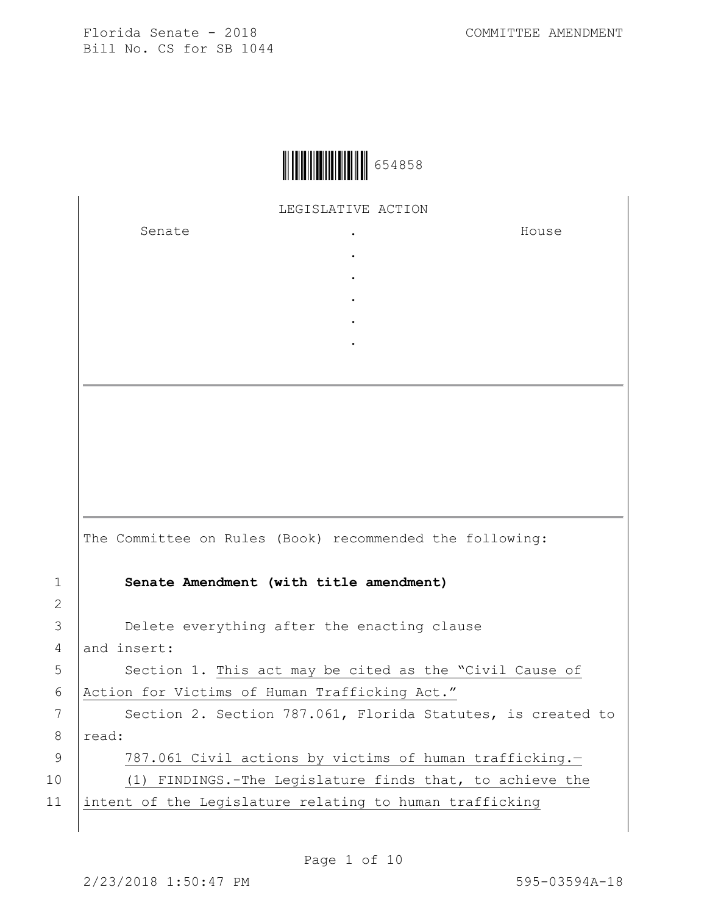Florida Senate - 2018 COMMITTEE AMENDMENT
Bill No. CS for SB 1044

654858

LEGISLATIVE ACTION

| Senate | . | House |
|---|---|---|
| | . | |
| | . | |
| | . | |
| | . | |
| | . | |

The Committee on Rules (Book) recommended the following:

**Senate Amendment (with title amendment)**

Delete everything after the enacting clause
and insert:

Section 1. This act may be cited as the "Civil Cause of Action for Victims of Human Trafficking Act."

Section 2. Section 787.061, Florida Statutes, is created to read:

787.061 Civil actions by victims of human trafficking.—

(1) FINDINGS.-The Legislature finds that, to achieve the intent of the Legislature relating to human trafficking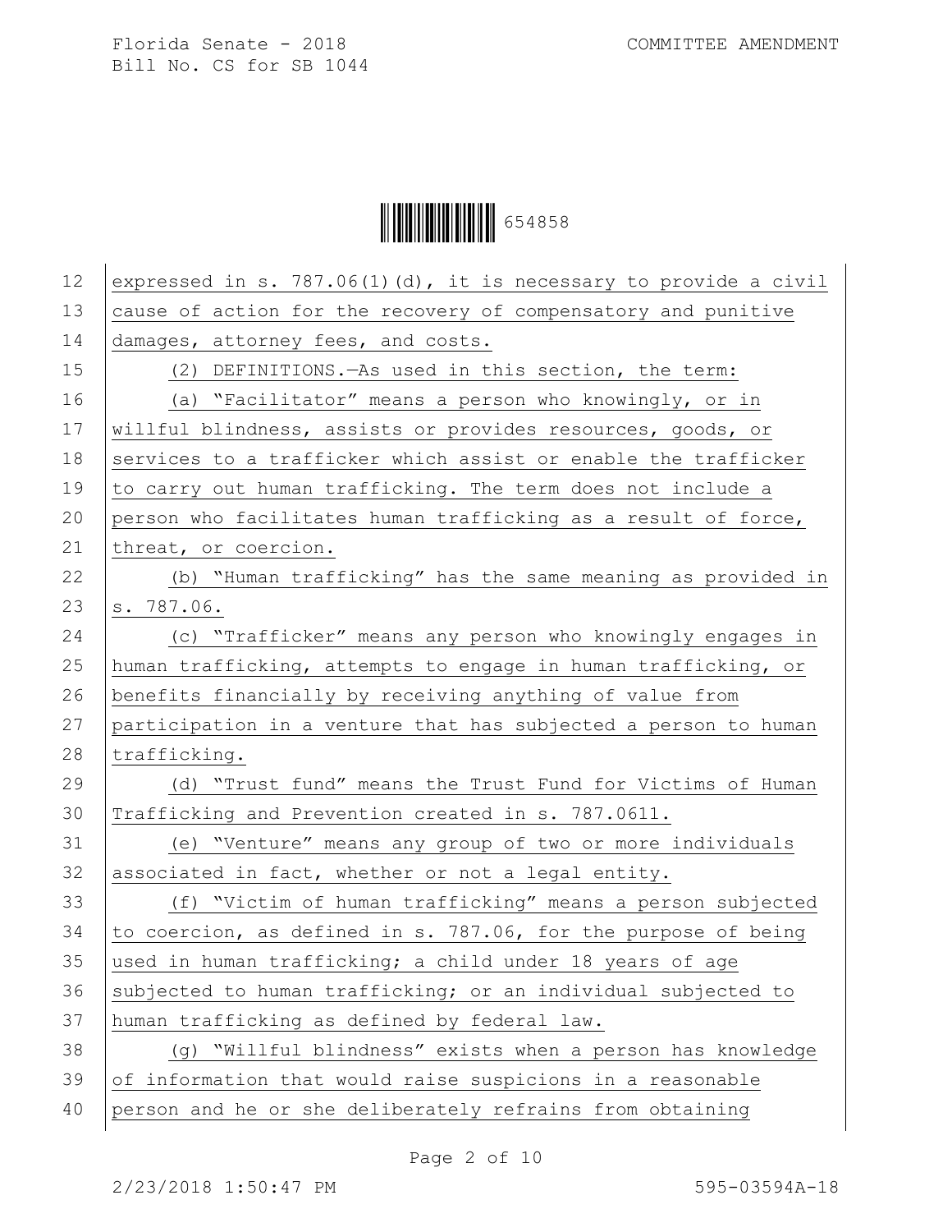expressed in s. 787.06(1)(d), it is necessary to provide a civil cause of action for the recovery of compensatory and punitive damages, attorney fees, and costs.

(2) DEFINITIONS.—As used in this section, the term:

(a) "Facilitator" means a person who knowingly, or in willful blindness, assists or provides resources, goods, or services to a trafficker which assist or enable the trafficker to carry out human trafficking. The term does not include a person who facilitates human trafficking as a result of force, threat, or coercion.

(b) "Human trafficking" has the same meaning as provided in s. 787.06.

(c) "Trafficker" means any person who knowingly engages in human trafficking, attempts to engage in human trafficking, or benefits financially by receiving anything of value from participation in a venture that has subjected a person to human trafficking.

(d) "Trust fund" means the Trust Fund for Victims of Human Trafficking and Prevention created in s. 787.0611.

(e) "Venture" means any group of two or more individuals associated in fact, whether or not a legal entity.

(f) "Victim of human trafficking" means a person subjected to coercion, as defined in s. 787.06, for the purpose of being used in human trafficking; a child under 18 years of age subjected to human trafficking; or an individual subjected to human trafficking as defined by federal law.

(g) "Willful blindness" exists when a person has knowledge of information that would raise suspicions in a reasonable person and he or she deliberately refrains from obtaining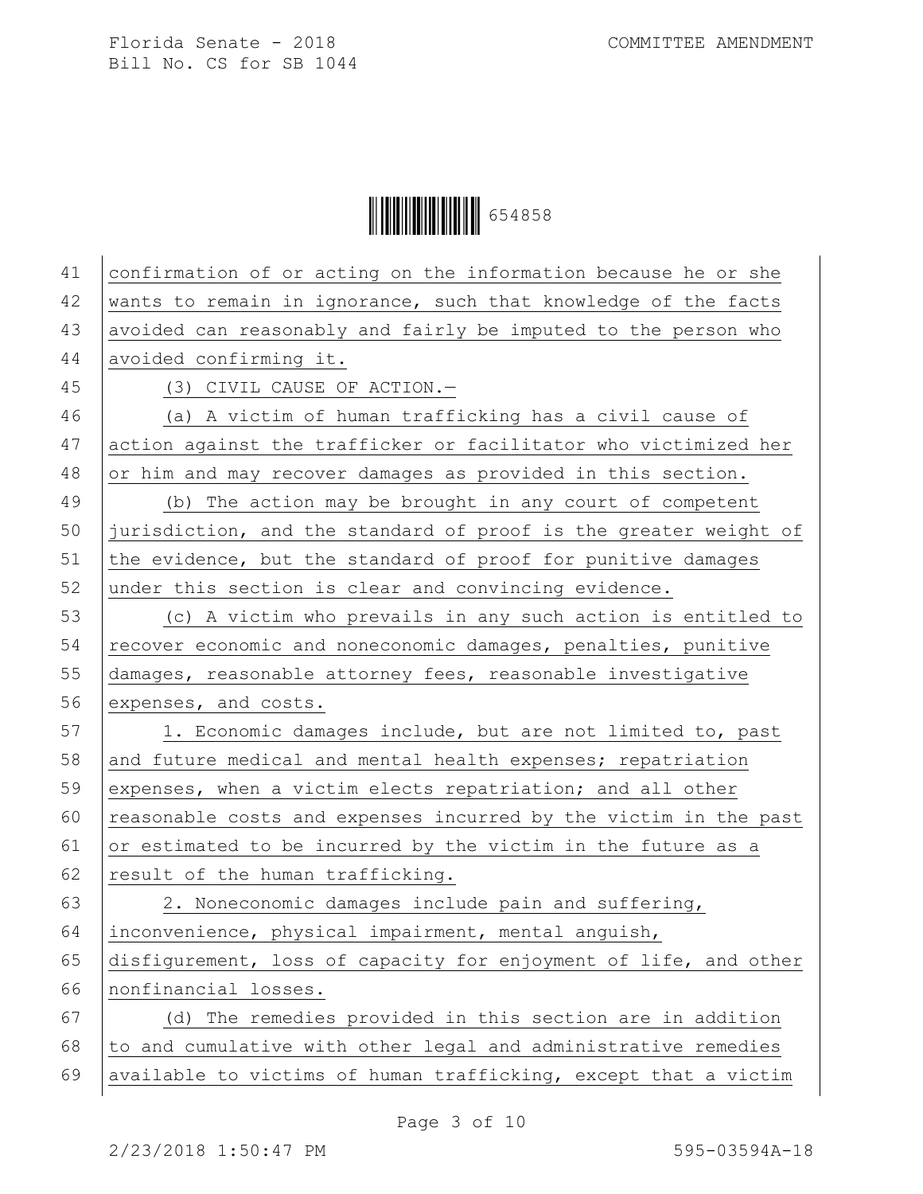confirmation of or acting on the information because he or she wants to remain in ignorance, such that knowledge of the facts avoided can reasonably and fairly be imputed to the person who avoided confirming it.

(3) CIVIL CAUSE OF ACTION.—

(a) A victim of human trafficking has a civil cause of action against the trafficker or facilitator who victimized her or him and may recover damages as provided in this section.

(b) The action may be brought in any court of competent jurisdiction, and the standard of proof is the greater weight of the evidence, but the standard of proof for punitive damages under this section is clear and convincing evidence.

(c) A victim who prevails in any such action is entitled to recover economic and noneconomic damages, penalties, punitive damages, reasonable attorney fees, reasonable investigative expenses, and costs.

1. Economic damages include, but are not limited to, past and future medical and mental health expenses; repatriation expenses, when a victim elects repatriation; and all other reasonable costs and expenses incurred by the victim in the past or estimated to be incurred by the victim in the future as a result of the human trafficking.

2. Noneconomic damages include pain and suffering, inconvenience, physical impairment, mental anguish, disfigurement, loss of capacity for enjoyment of life, and other nonfinancial losses.

(d) The remedies provided in this section are in addition to and cumulative with other legal and administrative remedies available to victims of human trafficking, except that a victim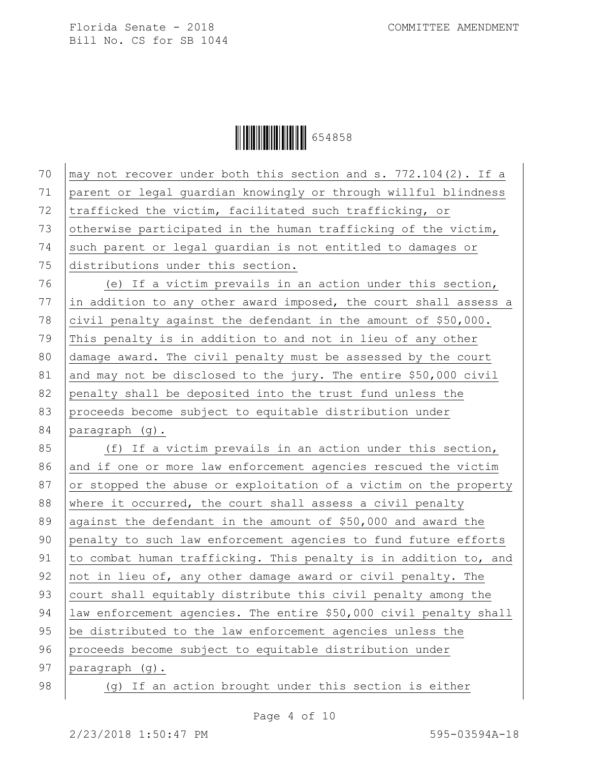may not recover under both this section and s. 772.104(2). If a parent or legal guardian knowingly or through willful blindness trafficked the victim, facilitated such trafficking, or otherwise participated in the human trafficking of the victim, such parent or legal guardian is not entitled to damages or distributions under this section.

(e) If a victim prevails in an action under this section, in addition to any other award imposed, the court shall assess a civil penalty against the defendant in the amount of $50,000. This penalty is in addition to and not in lieu of any other damage award. The civil penalty must be assessed by the court and may not be disclosed to the jury. The entire $50,000 civil penalty shall be deposited into the trust fund unless the proceeds become subject to equitable distribution under paragraph (g).

(f) If a victim prevails in an action under this section, and if one or more law enforcement agencies rescued the victim or stopped the abuse or exploitation of a victim on the property where it occurred, the court shall assess a civil penalty against the defendant in the amount of $50,000 and award the penalty to such law enforcement agencies to fund future efforts to combat human trafficking. This penalty is in addition to, and not in lieu of, any other damage award or civil penalty. The court shall equitably distribute this civil penalty among the law enforcement agencies. The entire $50,000 civil penalty shall be distributed to the law enforcement agencies unless the proceeds become subject to equitable distribution under paragraph (g).

(g) If an action brought under this section is either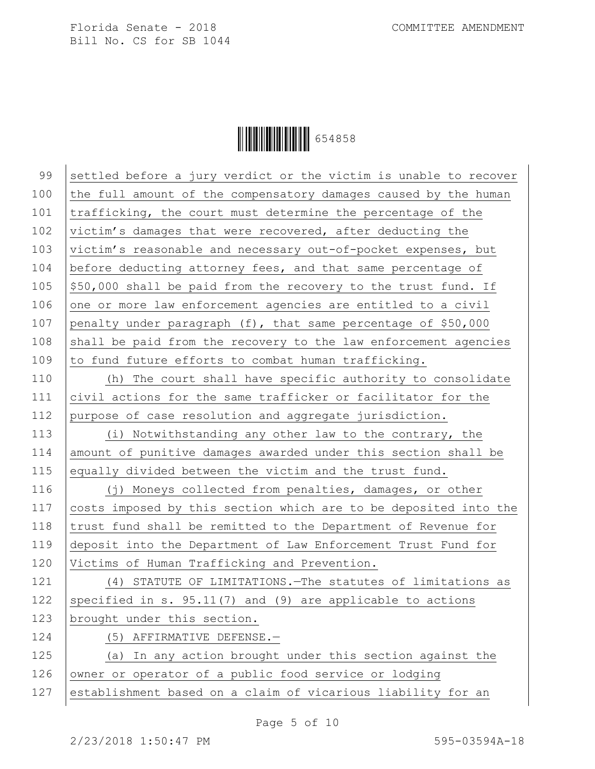settled before a jury verdict or the victim is unable to recover the full amount of the compensatory damages caused by the human trafficking, the court must determine the percentage of the victim's damages that were recovered, after deducting the victim's reasonable and necessary out-of-pocket expenses, but before deducting attorney fees, and that same percentage of $50,000 shall be paid from the recovery to the trust fund. If one or more law enforcement agencies are entitled to a civil penalty under paragraph (f), that same percentage of $50,000 shall be paid from the recovery to the law enforcement agencies to fund future efforts to combat human trafficking.

(h) The court shall have specific authority to consolidate civil actions for the same trafficker or facilitator for the purpose of case resolution and aggregate jurisdiction.

(i) Notwithstanding any other law to the contrary, the amount of punitive damages awarded under this section shall be equally divided between the victim and the trust fund.

(j) Moneys collected from penalties, damages, or other costs imposed by this section which are to be deposited into the trust fund shall be remitted to the Department of Revenue for deposit into the Department of Law Enforcement Trust Fund for Victims of Human Trafficking and Prevention.

(4) STATUTE OF LIMITATIONS.—The statutes of limitations as specified in s. 95.11(7) and (9) are applicable to actions brought under this section.

(5) AFFIRMATIVE DEFENSE.—

(a) In any action brought under this section against the owner or operator of a public food service or lodging establishment based on a claim of vicarious liability for an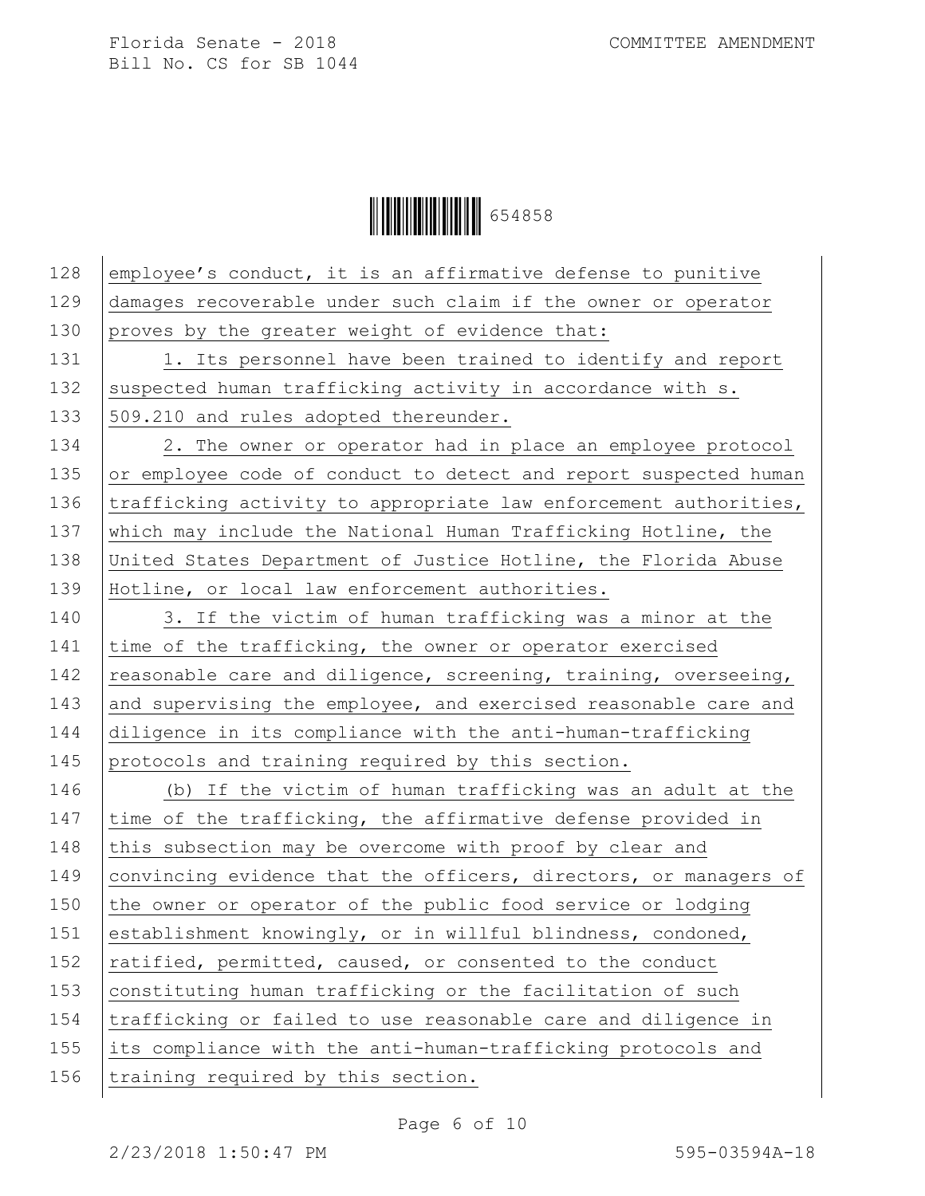employee's conduct, it is an affirmative defense to punitive damages recoverable under such claim if the owner or operator proves by the greater weight of evidence that:

1. Its personnel have been trained to identify and report suspected human trafficking activity in accordance with s. 509.210 and rules adopted thereunder.

2. The owner or operator had in place an employee protocol or employee code of conduct to detect and report suspected human trafficking activity to appropriate law enforcement authorities, which may include the National Human Trafficking Hotline, the United States Department of Justice Hotline, the Florida Abuse Hotline, or local law enforcement authorities.

3. If the victim of human trafficking was a minor at the time of the trafficking, the owner or operator exercised reasonable care and diligence, screening, training, overseeing, and supervising the employee, and exercised reasonable care and diligence in its compliance with the anti-human-trafficking protocols and training required by this section.

(b) If the victim of human trafficking was an adult at the time of the trafficking, the affirmative defense provided in this subsection may be overcome with proof by clear and convincing evidence that the officers, directors, or managers of the owner or operator of the public food service or lodging establishment knowingly, or in willful blindness, condoned, ratified, permitted, caused, or consented to the conduct constituting human trafficking or the facilitation of such trafficking or failed to use reasonable care and diligence in its compliance with the anti-human-trafficking protocols and training required by this section.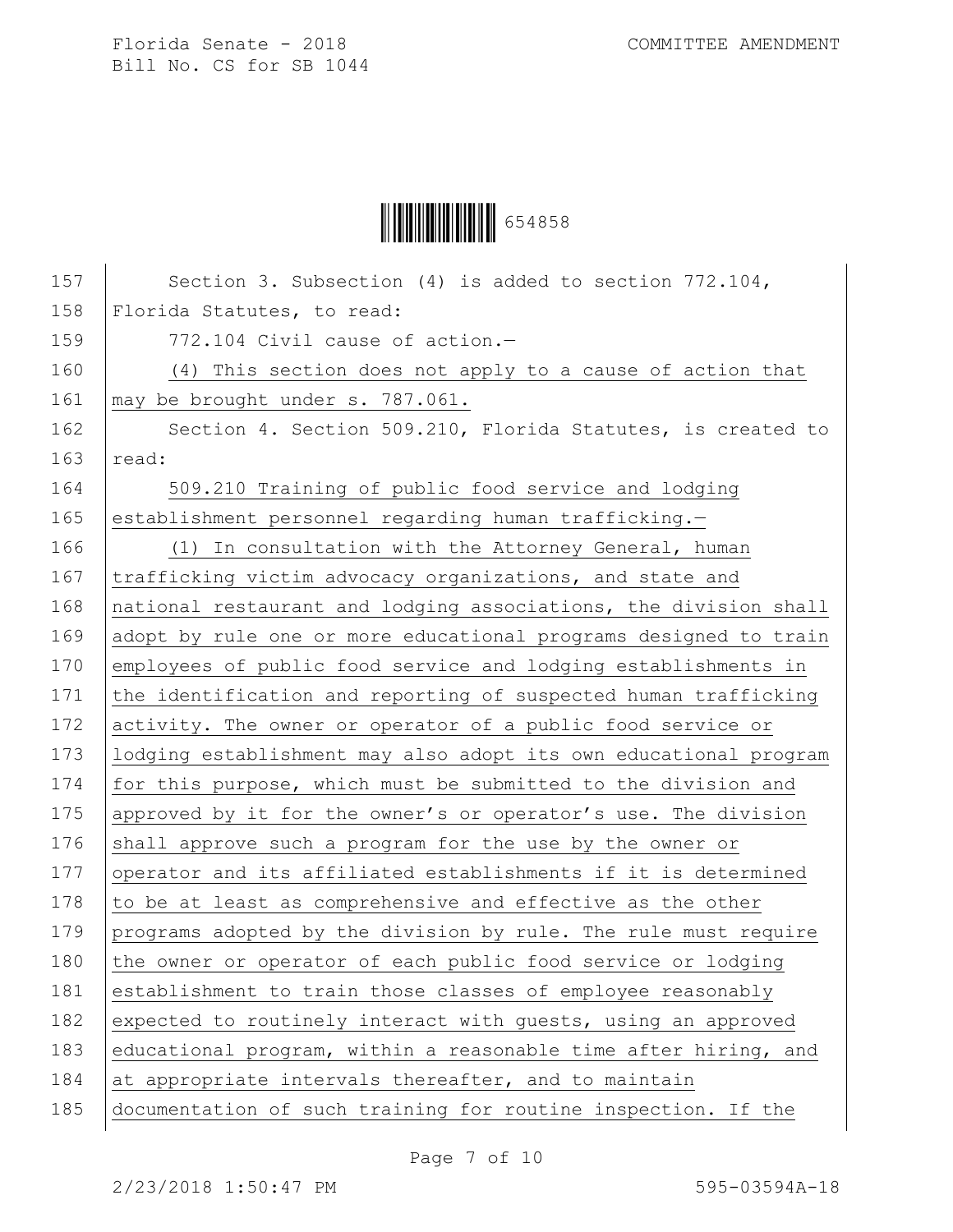Section 3. Subsection (4) is added to section 772.104, Florida Statutes, to read:

772.104 Civil cause of action.—

(4) This section does not apply to a cause of action that may be brought under s. 787.061.

Section 4. Section 509.210, Florida Statutes, is created to read:

509.210 Training of public food service and lodging establishment personnel regarding human trafficking.—

(1) In consultation with the Attorney General, human trafficking victim advocacy organizations, and state and national restaurant and lodging associations, the division shall adopt by rule one or more educational programs designed to train employees of public food service and lodging establishments in the identification and reporting of suspected human trafficking activity. The owner or operator of a public food service or lodging establishment may also adopt its own educational program for this purpose, which must be submitted to the division and approved by it for the owner's or operator's use. The division shall approve such a program for the use by the owner or operator and its affiliated establishments if it is determined to be at least as comprehensive and effective as the other programs adopted by the division by rule. The rule must require the owner or operator of each public food service or lodging establishment to train those classes of employee reasonably expected to routinely interact with guests, using an approved educational program, within a reasonable time after hiring, and at appropriate intervals thereafter, and to maintain documentation of such training for routine inspection. If the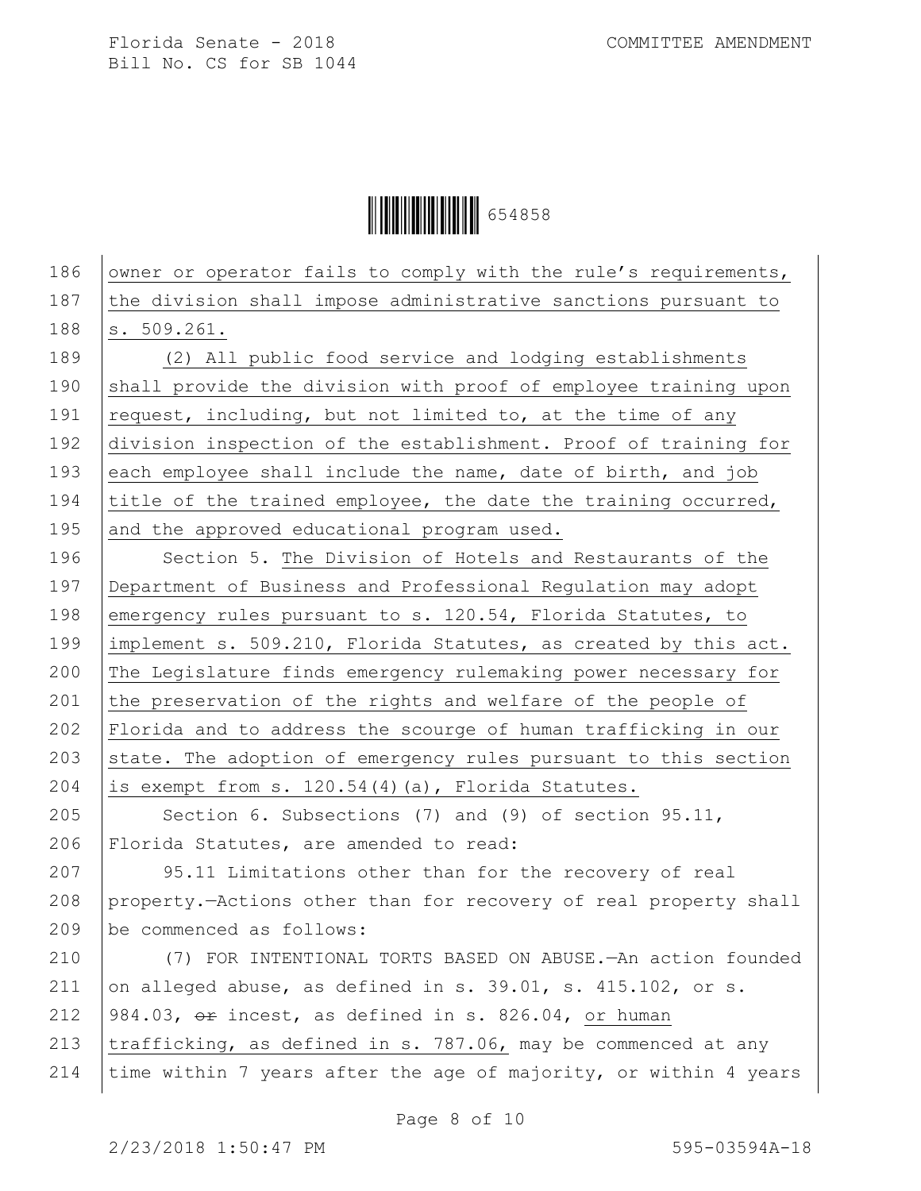owner or operator fails to comply with the rule's requirements, the division shall impose administrative sanctions pursuant to s. 509.261.

(2) All public food service and lodging establishments shall provide the division with proof of employee training upon request, including, but not limited to, at the time of any division inspection of the establishment. Proof of training for each employee shall include the name, date of birth, and job title of the trained employee, the date the training occurred, and the approved educational program used.

Section 5. The Division of Hotels and Restaurants of the Department of Business and Professional Regulation may adopt emergency rules pursuant to s. 120.54, Florida Statutes, to implement s. 509.210, Florida Statutes, as created by this act. The Legislature finds emergency rulemaking power necessary for the preservation of the rights and welfare of the people of Florida and to address the scourge of human trafficking in our state. The adoption of emergency rules pursuant to this section is exempt from s. 120.54(4)(a), Florida Statutes.

Section 6. Subsections (7) and (9) of section 95.11, Florida Statutes, are amended to read:

95.11 Limitations other than for the recovery of real property.—Actions other than for recovery of real property shall be commenced as follows:

(7) FOR INTENTIONAL TORTS BASED ON ABUSE.—An action founded on alleged abuse, as defined in s. 39.01, s. 415.102, or s. 984.03, ~~or~~ incest, as defined in s. 826.04, or human trafficking, as defined in s. 787.06, may be commenced at any time within 7 years after the age of majority, or within 4 years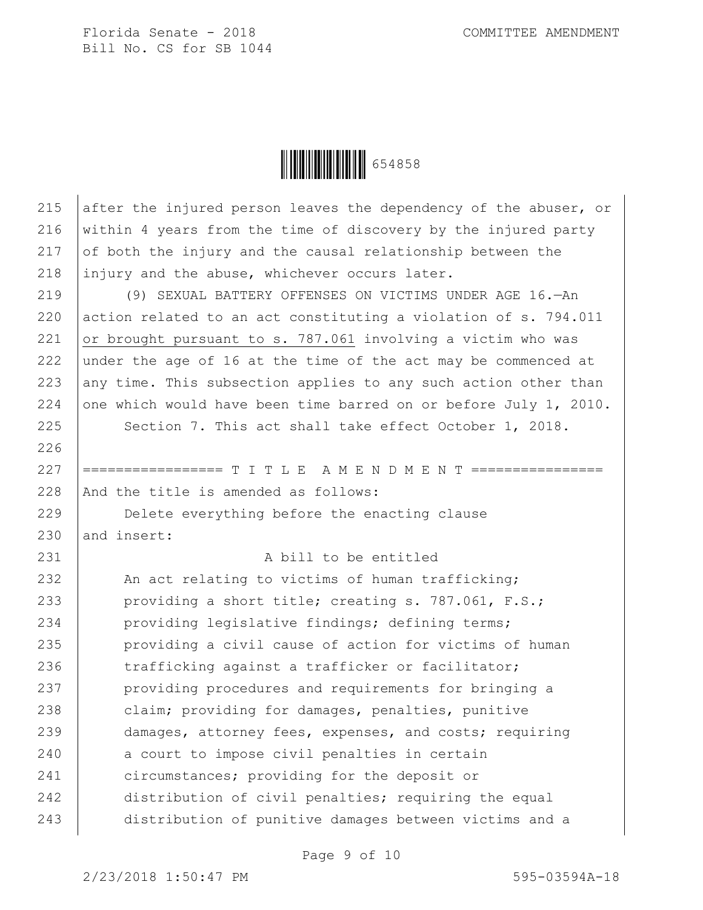after the injured person leaves the dependency of the abuser, or within 4 years from the time of discovery by the injured party of both the injury and the causal relationship between the injury and the abuse, whichever occurs later.

(9) SEXUAL BATTERY OFFENSES ON VICTIMS UNDER AGE 16.—An action related to an act constituting a violation of s. 794.011 or brought pursuant to s. 787.061 involving a victim who was under the age of 16 at the time of the act may be commenced at any time. This subsection applies to any such action other than one which would have been time barred on or before July 1, 2010.

Section 7. This act shall take effect October 1, 2018.

================= T I T L E A M E N D M E N T ================

And the title is amended as follows:

Delete everything before the enacting clause and insert:

A bill to be entitled

An act relating to victims of human trafficking; providing a short title; creating s. 787.061, F.S.; providing legislative findings; defining terms; providing a civil cause of action for victims of human trafficking against a trafficker or facilitator; providing procedures and requirements for bringing a claim; providing for damages, penalties, punitive damages, attorney fees, expenses, and costs; requiring a court to impose civil penalties in certain circumstances; providing for the deposit or distribution of civil penalties; requiring the equal distribution of punitive damages between victims and a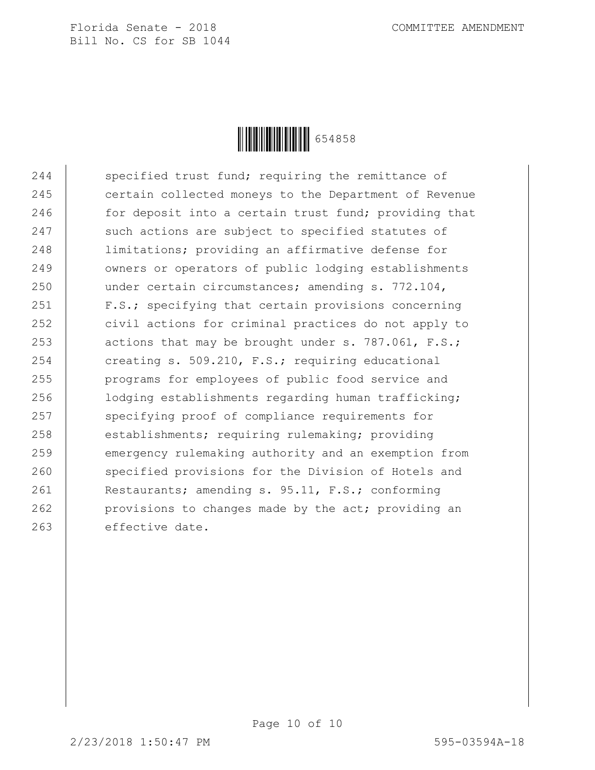244 specified trust fund; requiring the remittance of
245 certain collected moneys to the Department of Revenue
246 for deposit into a certain trust fund; providing that
247 such actions are subject to specified statutes of
248 limitations; providing an affirmative defense for
249 owners or operators of public lodging establishments
250 under certain circumstances; amending s. 772.104,
251 F.S.; specifying that certain provisions concerning
252 civil actions for criminal practices do not apply to
253 actions that may be brought under s. 787.061, F.S.;
254 creating s. 509.210, F.S.; requiring educational
255 programs for employees of public food service and
256 lodging establishments regarding human trafficking;
257 specifying proof of compliance requirements for
258 establishments; requiring rulemaking; providing
259 emergency rulemaking authority and an exemption from
260 specified provisions for the Division of Hotels and
261 Restaurants; amending s. 95.11, F.S.; conforming
262 provisions to changes made by the act; providing an
263 effective date.